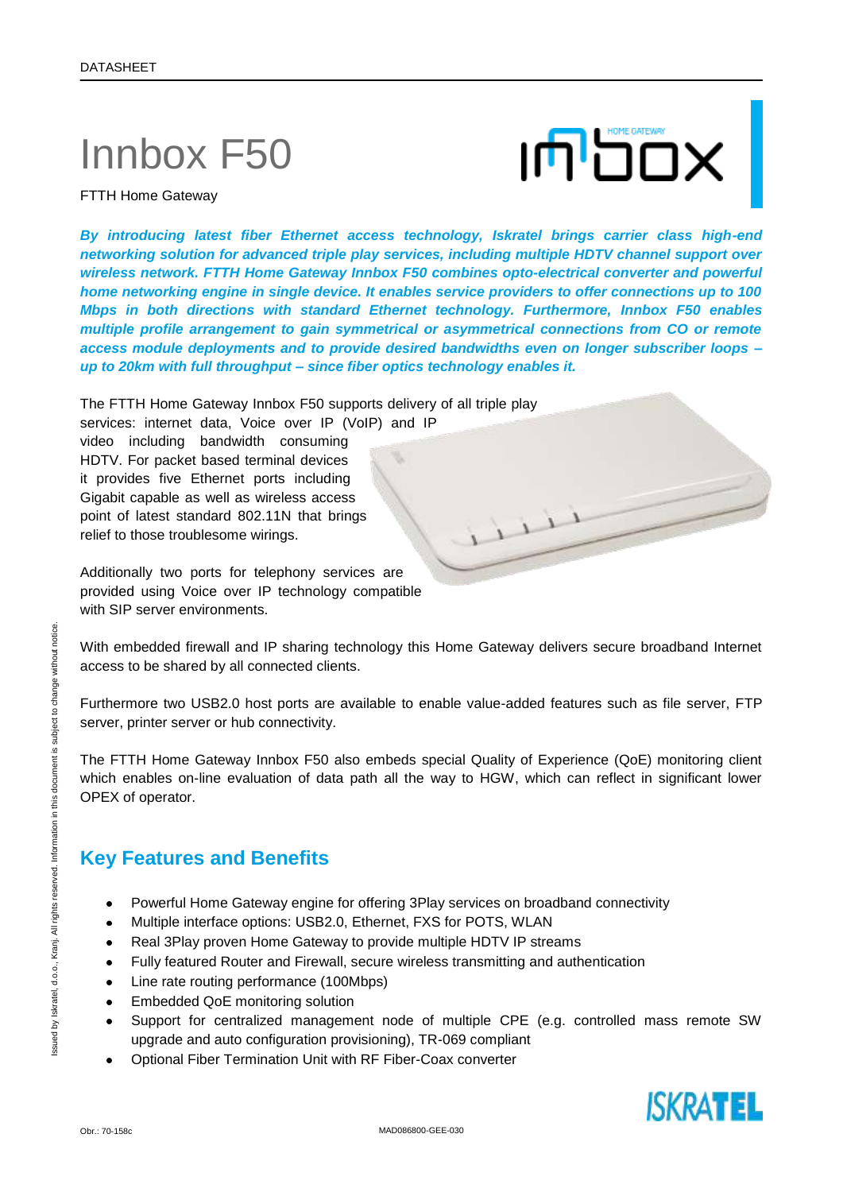DATASHEET

# Innbox F50

FTTH Home Gateway

***By introducing latest fiber Ethernet access technology, Iskratel brings carrier class high-end networking solution for advanced triple play services, including multiple HDTV channel support over wireless network. FTTH Home Gateway Innbox F50 combines opto-electrical converter and powerful home networking engine in single device. It enables service providers to offer connections up to 100 Mbps in both directions with standard Ethernet technology. Furthermore, Innbox F50 enables multiple profile arrangement to gain symmetrical or asymmetrical connections from CO or remote access module deployments and to provide desired bandwidths even on longer subscriber loops – up to 20km with full throughput – since fiber optics technology enables it.***

The FTTH Home Gateway Innbox F50 supports delivery of all triple play services: internet data, Voice over IP (VoIP) and IP video including bandwidth consuming HDTV. For packet based terminal devices it provides five Ethernet ports including Gigabit capable as well as wireless access point of latest standard 802.11N that brings relief to those troublesome wirings.

Additionally two ports for telephony services are provided using Voice over IP technology compatible with SIP server environments.

With embedded firewall and IP sharing technology this Home Gateway delivers secure broadband Internet access to be shared by all connected clients.

Furthermore two USB2.0 host ports are available to enable value-added features such as file server, FTP server, printer server or hub connectivity.

The FTTH Home Gateway Innbox F50 also embeds special Quality of Experience (QoE) monitoring client which enables on-line evaluation of data path all the way to HGW, which can reflect in significant lower OPEX of operator.

## Key Features and Benefits

- Powerful Home Gateway engine for offering 3Play services on broadband connectivity
- Multiple interface options: USB2.0, Ethernet, FXS for POTS, WLAN
- Real 3Play proven Home Gateway to provide multiple HDTV IP streams
- Fully featured Router and Firewall, secure wireless transmitting and authentication
- Line rate routing performance (100Mbps)
- Embedded QoE monitoring solution
- Support for centralized management node of multiple CPE (e.g. controlled mass remote SW upgrade and auto configuration provisioning), TR-069 compliant
- Optional Fiber Termination Unit with RF Fiber-Coax converter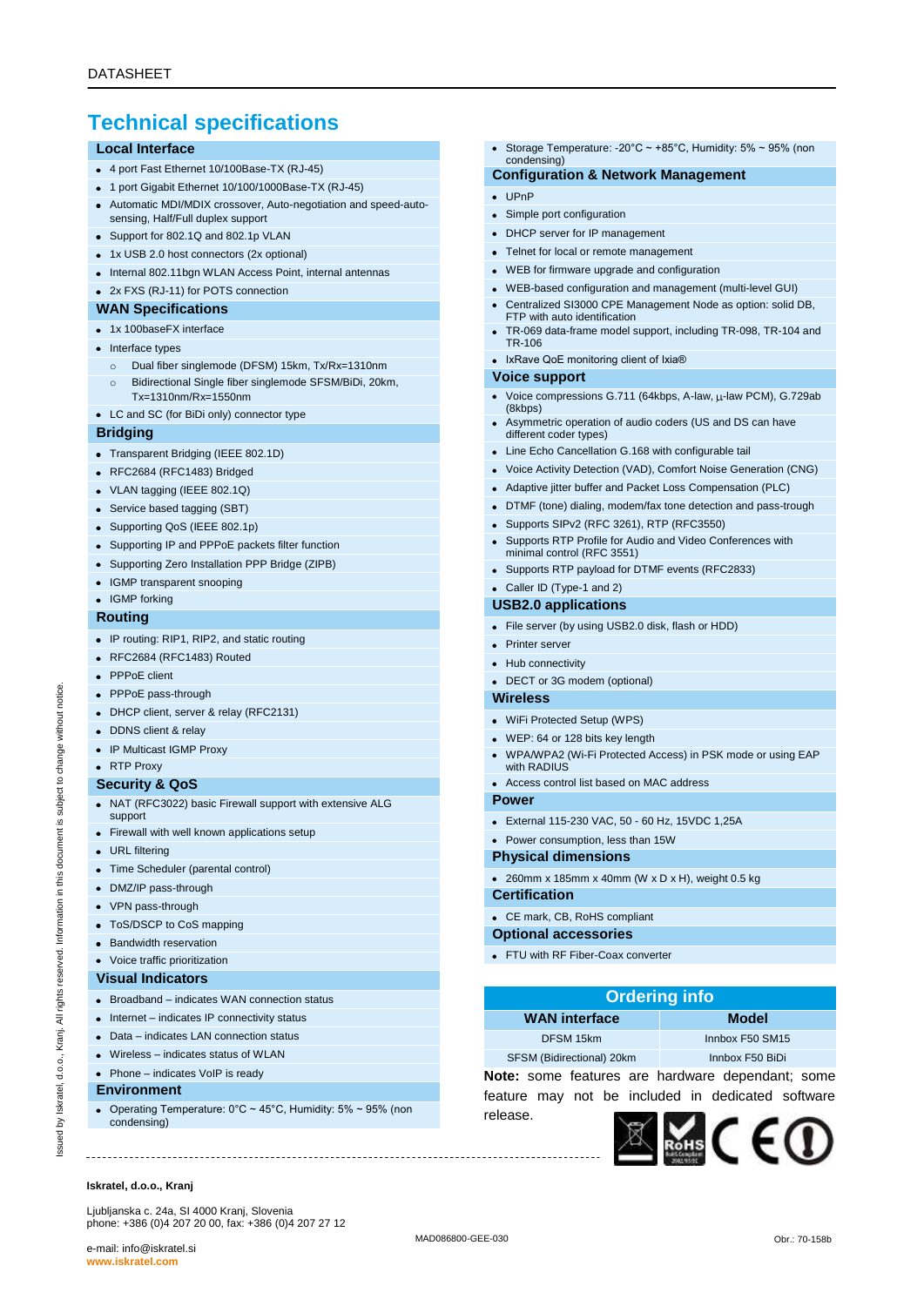# Technical specifications

## Local Interface

- 4 port Fast Ethernet 10/100Base-TX (RJ-45)
- 1 port Gigabit Ethernet 10/100/1000Base-TX (RJ-45)
- Automatic MDI/MDIX crossover, Auto-negotiation and speed-auto-sensing, Half/Full duplex support
- Support for 802.1Q and 802.1p VLAN
- 1x USB 2.0 host connectors (2x optional)
- Internal 802.11bgn WLAN Access Point, internal antennas
- 2x FXS (RJ-11) for POTS connection

## WAN Specifications

- 1x 100baseFX interface
- Interface types
  - Dual fiber singlemode (DFSM) 15km, Tx/Rx=1310nm
  - Bidirectional Single fiber singlemode SFSM/BiDi, 20km, Tx=1310nm/Rx=1550nm
- LC and SC (for BiDi only) connector type

## Bridging

- Transparent Bridging (IEEE 802.1D)
- RFC2684 (RFC1483) Bridged
- VLAN tagging (IEEE 802.1Q)
- Service based tagging (SBT)
- Supporting QoS (IEEE 802.1p)
- Supporting IP and PPPoE packets filter function
- Supporting Zero Installation PPP Bridge (ZIPB)
- IGMP transparent snooping
- IGMP forking

## Routing

- IP routing: RIP1, RIP2, and static routing
- RFC2684 (RFC1483) Routed
- PPPoE client
- PPPoE pass-through
- DHCP client, server & relay (RFC2131)
- DDNS client & relay
- IP Multicast IGMP Proxy
- RTP Proxy

## Security & QoS

- NAT (RFC3022) basic Firewall support with extensive ALG support
- Firewall with well known applications setup
- URL filtering
- Time Scheduler (parental control)
- DMZ/IP pass-through
- VPN pass-through
- ToS/DSCP to CoS mapping
- Bandwidth reservation
- Voice traffic prioritization

## Visual Indicators

- Broadband – indicates WAN connection status
- Internet – indicates IP connectivity status
- Data – indicates LAN connection status
- Wireless – indicates status of WLAN
- Phone – indicates VoIP is ready

## Environment

- Operating Temperature: 0°C ~ 45°C, Humidity: 5% ~ 95% (non condensing)
- Storage Temperature: -20°C ~ +85°C, Humidity: 5% ~ 95% (non condensing)

## Configuration & Network Management

- UPnP
- Simple port configuration
- DHCP server for IP management
- Telnet for local or remote management
- WEB for firmware upgrade and configuration
- WEB-based configuration and management (multi-level GUI)
- Centralized SI3000 CPE Management Node as option: solid DB, FTP with auto identification
- TR-069 data-frame model support, including TR-098, TR-104 and TR-106
- IxRave QoE monitoring client of Ixia®

## Voice support

- Voice compressions G.711 (64kbps, A-law, μ-law PCM), G.729ab (8kbps)
- Asymmetric operation of audio coders (US and DS can have different coder types)
- Line Echo Cancellation G.168 with configurable tail
- Voice Activity Detection (VAD), Comfort Noise Generation (CNG)
- Adaptive jitter buffer and Packet Loss Compensation (PLC)
- DTMF (tone) dialing, modem/fax tone detection and pass-trough
- Supports SIPv2 (RFC 3261), RTP (RFC3550)
- Supports RTP Profile for Audio and Video Conferences with minimal control (RFC 3551)
- Supports RTP payload for DTMF events (RFC2833)
- Caller ID (Type-1 and 2)

## USB2.0 applications

- File server (by using USB2.0 disk, flash or HDD)
- Printer server
- Hub connectivity
- DECT or 3G modem (optional)

## Wireless

- WiFi Protected Setup (WPS)
- WEP: 64 or 128 bits key length
- WPA/WPA2 (Wi-Fi Protected Access) in PSK mode or using EAP with RADIUS
- Access control list based on MAC address

## Power

- External 115-230 VAC, 50 - 60 Hz, 15VDC 1,25A
- Power consumption, less than 15W

## Physical dimensions

- 260mm x 185mm x 40mm (W x D x H), weight 0.5 kg

## Certification

- CE mark, CB, RoHS compliant

## Optional accessories

- FTU with RF Fiber-Coax converter

## Ordering info

| WAN interface | Model |
|---|---|
| DFSM 15km | Inbox F50 SM15 |
| SFSM (Bidirectional) 20km | Inbox F50 BiDi |

**Note:** some features are hardware dependant; some feature may not be included in dedicated software release.

Issued by Iskratel, d.o.o., Kranj. All rights reserved. Information in this document is subject to change without notice.

**Iskratel, d.o.o., Kranj**

Ljubljanska c. 24a, SI 4000 Kranj, Slovenia
phone: +386 (0)4 207 20 00, fax: +386 (0)4 207 27 12

e-mail: info@iskratel.si
www.iskratel.com

MAD086800-GEE-030

Obr.: 70-158b